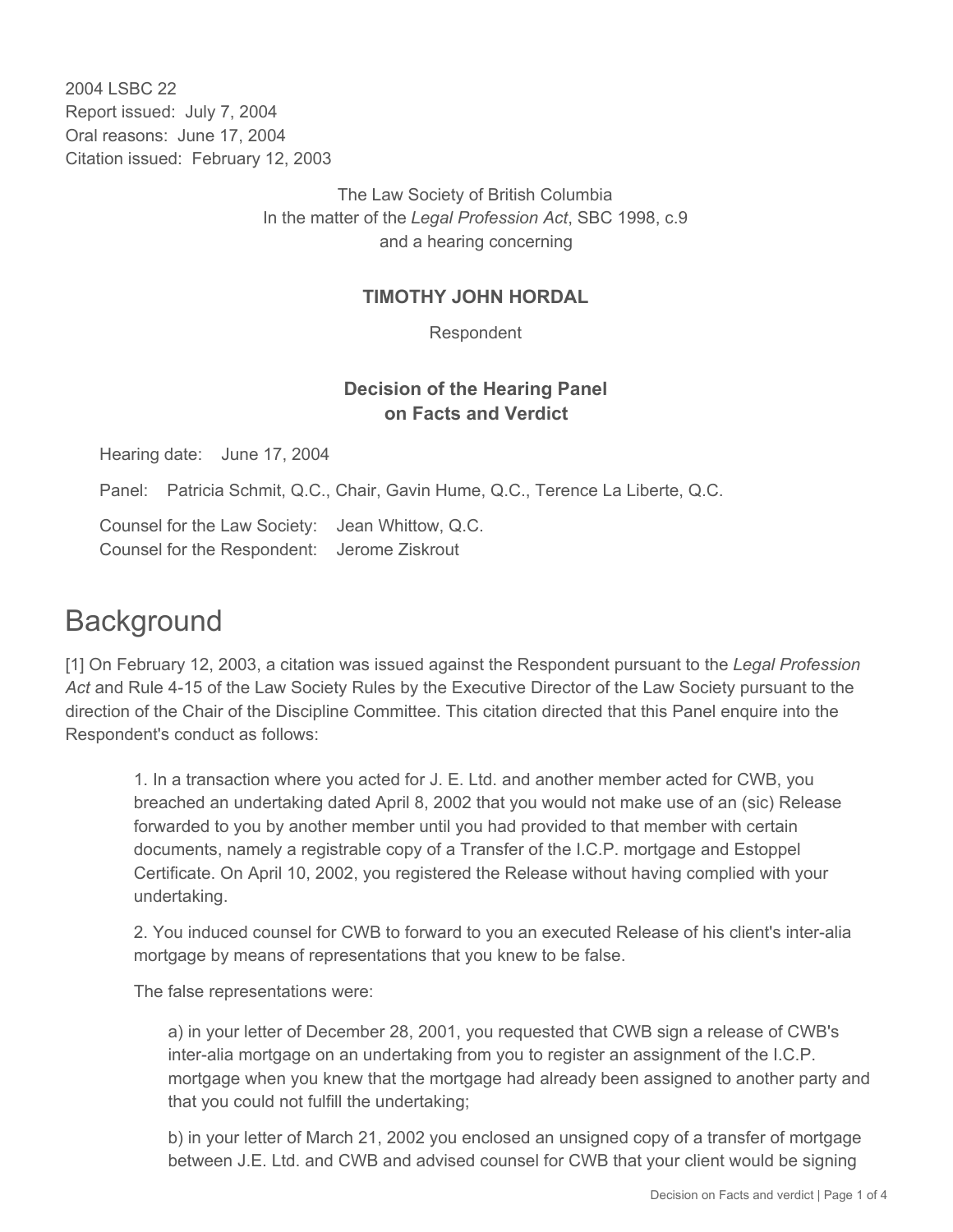2004 LSBC 22
Report issued: July 7, 2004
Oral reasons: June 17, 2004
Citation issued: February 12, 2003

The Law Society of British Columbia
In the matter of the *Legal Profession Act*, SBC 1998, c.9
and a hearing concerning

**TIMOTHY JOHN HORDAL**

Respondent

**Decision of the Hearing Panel on Facts and Verdict**

Hearing date: June 17, 2004

Panel: Patricia Schmit, Q.C., Chair, Gavin Hume, Q.C., Terence La Liberte, Q.C.

Counsel for the Law Society: Jean Whittow, Q.C.
Counsel for the Respondent: Jerome Ziskrout

# Background

[1] On February 12, 2003, a citation was issued against the Respondent pursuant to the *Legal Profession Act* and Rule 4-15 of the Law Society Rules by the Executive Director of the Law Society pursuant to the direction of the Chair of the Discipline Committee. This citation directed that this Panel enquire into the Respondent's conduct as follows:

> 1. In a transaction where you acted for J. E. Ltd. and another member acted for CWB, you breached an undertaking dated April 8, 2002 that you would not make use of an (sic) Release forwarded to you by another member until you had provided to that member with certain documents, namely a registrable copy of a Transfer of the I.C.P. mortgage and Estoppel Certificate. On April 10, 2002, you registered the Release without having complied with your undertaking.
>
> 2. You induced counsel for CWB to forward to you an executed Release of his client's inter-alia mortgage by means of representations that you knew to be false.
>
> The false representations were:
>
> > a) in your letter of December 28, 2001, you requested that CWB sign a release of CWB's inter-alia mortgage on an undertaking from you to register an assignment of the I.C.P. mortgage when you knew that the mortgage had already been assigned to another party and that you could not fulfill the undertaking;
> >
> > b) in your letter of March 21, 2002 you enclosed an unsigned copy of a transfer of mortgage between J.E. Ltd. and CWB and advised counsel for CWB that your client would be signing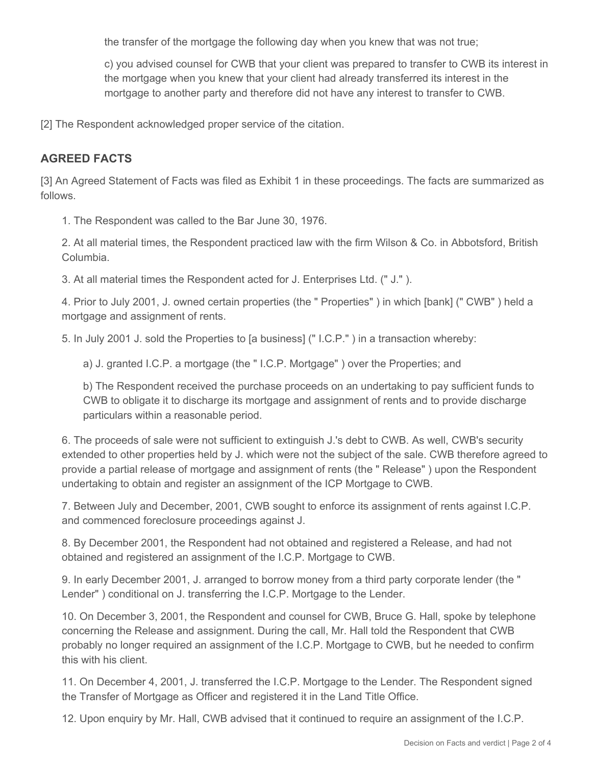the transfer of the mortgage the following day when you knew that was not true;

c) you advised counsel for CWB that your client was prepared to transfer to CWB its interest in the mortgage when you knew that your client had already transferred its interest in the mortgage to another party and therefore did not have any interest to transfer to CWB.

[2] The Respondent acknowledged proper service of the citation.

## AGREED FACTS

[3] An Agreed Statement of Facts was filed as Exhibit 1 in these proceedings. The facts are summarized as follows.

1. The Respondent was called to the Bar June 30, 1976.

2. At all material times, the Respondent practiced law with the firm Wilson & Co. in Abbotsford, British Columbia.

3. At all material times the Respondent acted for J. Enterprises Ltd. (" J." ).

4. Prior to July 2001, J. owned certain properties (the " Properties" ) in which [bank] (" CWB" ) held a mortgage and assignment of rents.

5. In July 2001 J. sold the Properties to [a business] (" I.C.P." ) in a transaction whereby:

   a) J. granted I.C.P. a mortgage (the " I.C.P. Mortgage" ) over the Properties; and

   b) The Respondent received the purchase proceeds on an undertaking to pay sufficient funds to CWB to obligate it to discharge its mortgage and assignment of rents and to provide discharge particulars within a reasonable period.

6. The proceeds of sale were not sufficient to extinguish J.'s debt to CWB. As well, CWB's security extended to other properties held by J. which were not the subject of the sale. CWB therefore agreed to provide a partial release of mortgage and assignment of rents (the " Release" ) upon the Respondent undertaking to obtain and register an assignment of the ICP Mortgage to CWB.

7. Between July and December, 2001, CWB sought to enforce its assignment of rents against I.C.P. and commenced foreclosure proceedings against J.

8. By December 2001, the Respondent had not obtained and registered a Release, and had not obtained and registered an assignment of the I.C.P. Mortgage to CWB.

9. In early December 2001, J. arranged to borrow money from a third party corporate lender (the " Lender" ) conditional on J. transferring the I.C.P. Mortgage to the Lender.

10. On December 3, 2001, the Respondent and counsel for CWB, Bruce G. Hall, spoke by telephone concerning the Release and assignment. During the call, Mr. Hall told the Respondent that CWB probably no longer required an assignment of the I.C.P. Mortgage to CWB, but he needed to confirm this with his client.

11. On December 4, 2001, J. transferred the I.C.P. Mortgage to the Lender. The Respondent signed the Transfer of Mortgage as Officer and registered it in the Land Title Office.

12. Upon enquiry by Mr. Hall, CWB advised that it continued to require an assignment of the I.C.P.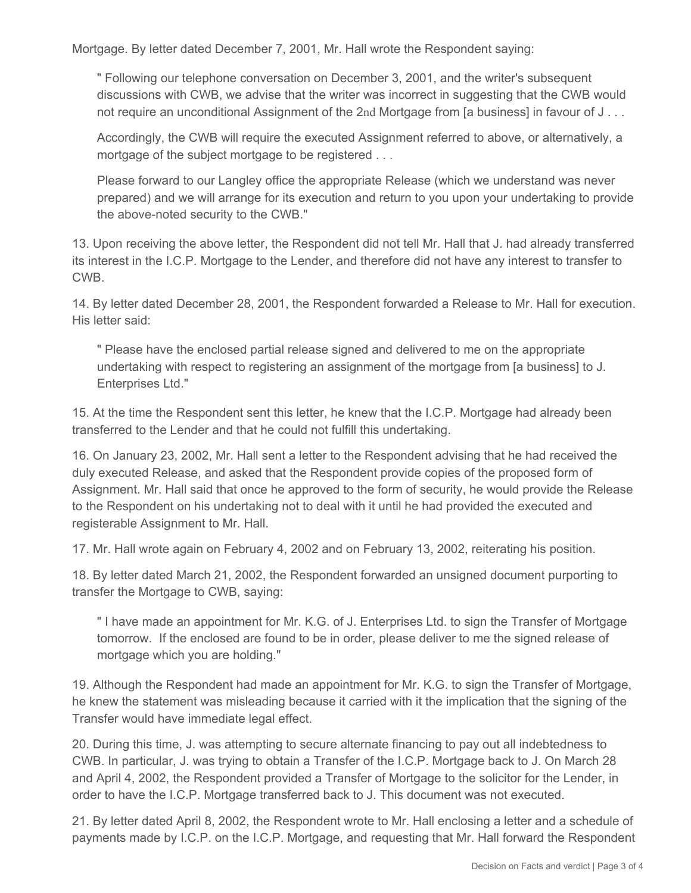Mortgage. By letter dated December 7, 2001, Mr. Hall wrote the Respondent saying:

> " Following our telephone conversation on December 3, 2001, and the writer's subsequent discussions with CWB, we advise that the writer was incorrect in suggesting that the CWB would not require an unconditional Assignment of the 2nd Mortgage from [a business] in favour of J . . .
>
> Accordingly, the CWB will require the executed Assignment referred to above, or alternatively, a mortgage of the subject mortgage to be registered . . .
>
> Please forward to our Langley office the appropriate Release (which we understand was never prepared) and we will arrange for its execution and return to you upon your undertaking to provide the above-noted security to the CWB."

13. Upon receiving the above letter, the Respondent did not tell Mr. Hall that J. had already transferred its interest in the I.C.P. Mortgage to the Lender, and therefore did not have any interest to transfer to CWB.

14. By letter dated December 28, 2001, the Respondent forwarded a Release to Mr. Hall for execution. His letter said:

> " Please have the enclosed partial release signed and delivered to me on the appropriate undertaking with respect to registering an assignment of the mortgage from [a business] to J. Enterprises Ltd."

15. At the time the Respondent sent this letter, he knew that the I.C.P. Mortgage had already been transferred to the Lender and that he could not fulfill this undertaking.

16. On January 23, 2002, Mr. Hall sent a letter to the Respondent advising that he had received the duly executed Release, and asked that the Respondent provide copies of the proposed form of Assignment. Mr. Hall said that once he approved to the form of security, he would provide the Release to the Respondent on his undertaking not to deal with it until he had provided the executed and registerable Assignment to Mr. Hall.

17. Mr. Hall wrote again on February 4, 2002 and on February 13, 2002, reiterating his position.

18. By letter dated March 21, 2002, the Respondent forwarded an unsigned document purporting to transfer the Mortgage to CWB, saying:

> " I have made an appointment for Mr. K.G. of J. Enterprises Ltd. to sign the Transfer of Mortgage tomorrow. If the enclosed are found to be in order, please deliver to me the signed release of mortgage which you are holding."

19. Although the Respondent had made an appointment for Mr. K.G. to sign the Transfer of Mortgage, he knew the statement was misleading because it carried with it the implication that the signing of the Transfer would have immediate legal effect.

20. During this time, J. was attempting to secure alternate financing to pay out all indebtedness to CWB. In particular, J. was trying to obtain a Transfer of the I.C.P. Mortgage back to J. On March 28 and April 4, 2002, the Respondent provided a Transfer of Mortgage to the solicitor for the Lender, in order to have the I.C.P. Mortgage transferred back to J. This document was not executed.

21. By letter dated April 8, 2002, the Respondent wrote to Mr. Hall enclosing a letter and a schedule of payments made by I.C.P. on the I.C.P. Mortgage, and requesting that Mr. Hall forward the Respondent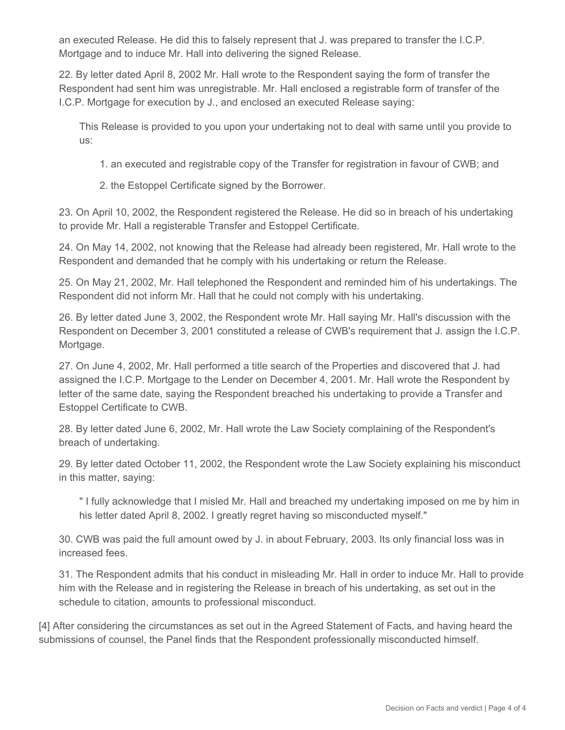an executed Release. He did this to falsely represent that J. was prepared to transfer the I.C.P. Mortgage and to induce Mr. Hall into delivering the signed Release.

22. By letter dated April 8, 2002 Mr. Hall wrote to the Respondent saying the form of transfer the Respondent had sent him was unregistrable. Mr. Hall enclosed a registrable form of transfer of the I.C.P. Mortgage for execution by J., and enclosed an executed Release saying:

> This Release is provided to you upon your undertaking not to deal with same until you provide to us:
>
> 1. an executed and registrable copy of the Transfer for registration in favour of CWB; and
>
> 2. the Estoppel Certificate signed by the Borrower.

23. On April 10, 2002, the Respondent registered the Release. He did so in breach of his undertaking to provide Mr. Hall a registerable Transfer and Estoppel Certificate.

24. On May 14, 2002, not knowing that the Release had already been registered, Mr. Hall wrote to the Respondent and demanded that he comply with his undertaking or return the Release.

25. On May 21, 2002, Mr. Hall telephoned the Respondent and reminded him of his undertakings. The Respondent did not inform Mr. Hall that he could not comply with his undertaking.

26. By letter dated June 3, 2002, the Respondent wrote Mr. Hall saying Mr. Hall's discussion with the Respondent on December 3, 2001 constituted a release of CWB's requirement that J. assign the I.C.P. Mortgage.

27. On June 4, 2002, Mr. Hall performed a title search of the Properties and discovered that J. had assigned the I.C.P. Mortgage to the Lender on December 4, 2001. Mr. Hall wrote the Respondent by letter of the same date, saying the Respondent breached his undertaking to provide a Transfer and Estoppel Certificate to CWB.

28. By letter dated June 6, 2002, Mr. Hall wrote the Law Society complaining of the Respondent's breach of undertaking.

29. By letter dated October 11, 2002, the Respondent wrote the Law Society explaining his misconduct in this matter, saying:

> " I fully acknowledge that I misled Mr. Hall and breached my undertaking imposed on me by him in his letter dated April 8, 2002. I greatly regret having so misconducted myself."

30. CWB was paid the full amount owed by J. in about February, 2003. Its only financial loss was in increased fees.

31. The Respondent admits that his conduct in misleading Mr. Hall in order to induce Mr. Hall to provide him with the Release and in registering the Release in breach of his undertaking, as set out in the schedule to citation, amounts to professional misconduct.

[4] After considering the circumstances as set out in the Agreed Statement of Facts, and having heard the submissions of counsel, the Panel finds that the Respondent professionally misconducted himself.